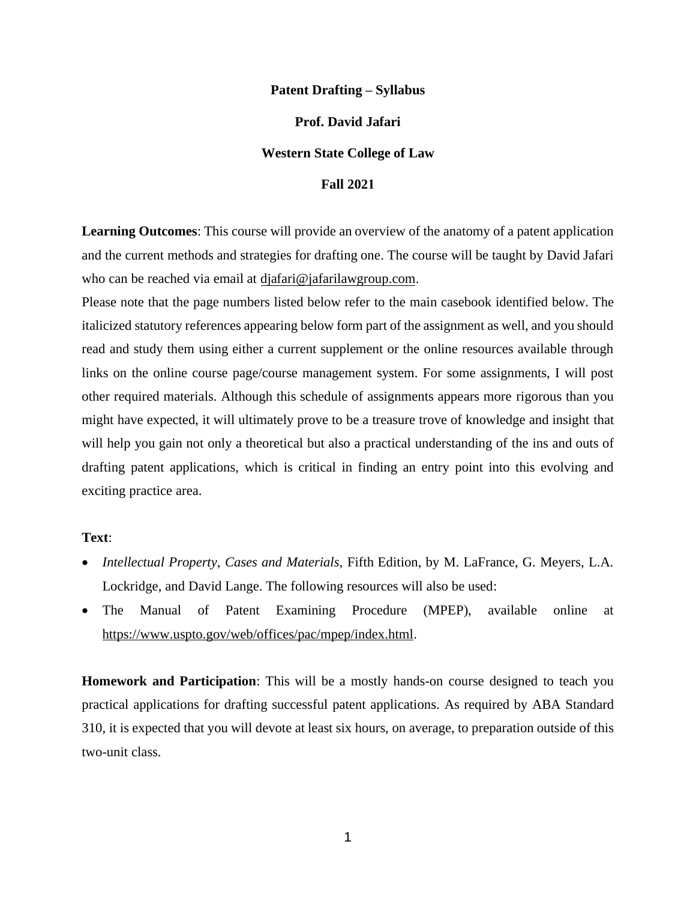# Patent Drafting – Syllabus

**Prof. David Jafari**

**Western State College of Law**

**Fall 2021**

**Learning Outcomes**: This course will provide an overview of the anatomy of a patent application and the current methods and strategies for drafting one. The course will be taught by David Jafari who can be reached via email at djafari@jafarilawgroup.com.

Please note that the page numbers listed below refer to the main casebook identified below. The italicized statutory references appearing below form part of the assignment as well, and you should read and study them using either a current supplement or the online resources available through links on the online course page/course management system. For some assignments, I will post other required materials. Although this schedule of assignments appears more rigorous than you might have expected, it will ultimately prove to be a treasure trove of knowledge and insight that will help you gain not only a theoretical but also a practical understanding of the ins and outs of drafting patent applications, which is critical in finding an entry point into this evolving and exciting practice area.

**Text**:

- *Intellectual Property, Cases and Materials,* Fifth Edition, by M. LaFrance, G. Meyers, L.A. Lockridge, and David Lange. The following resources will also be used:
- The Manual of Patent Examining Procedure (MPEP), available online at https://www.uspto.gov/web/offices/pac/mpep/index.html.

**Homework and Participation**: This will be a mostly hands-on course designed to teach you practical applications for drafting successful patent applications. As required by ABA Standard 310, it is expected that you will devote at least six hours, on average, to preparation outside of this two-unit class.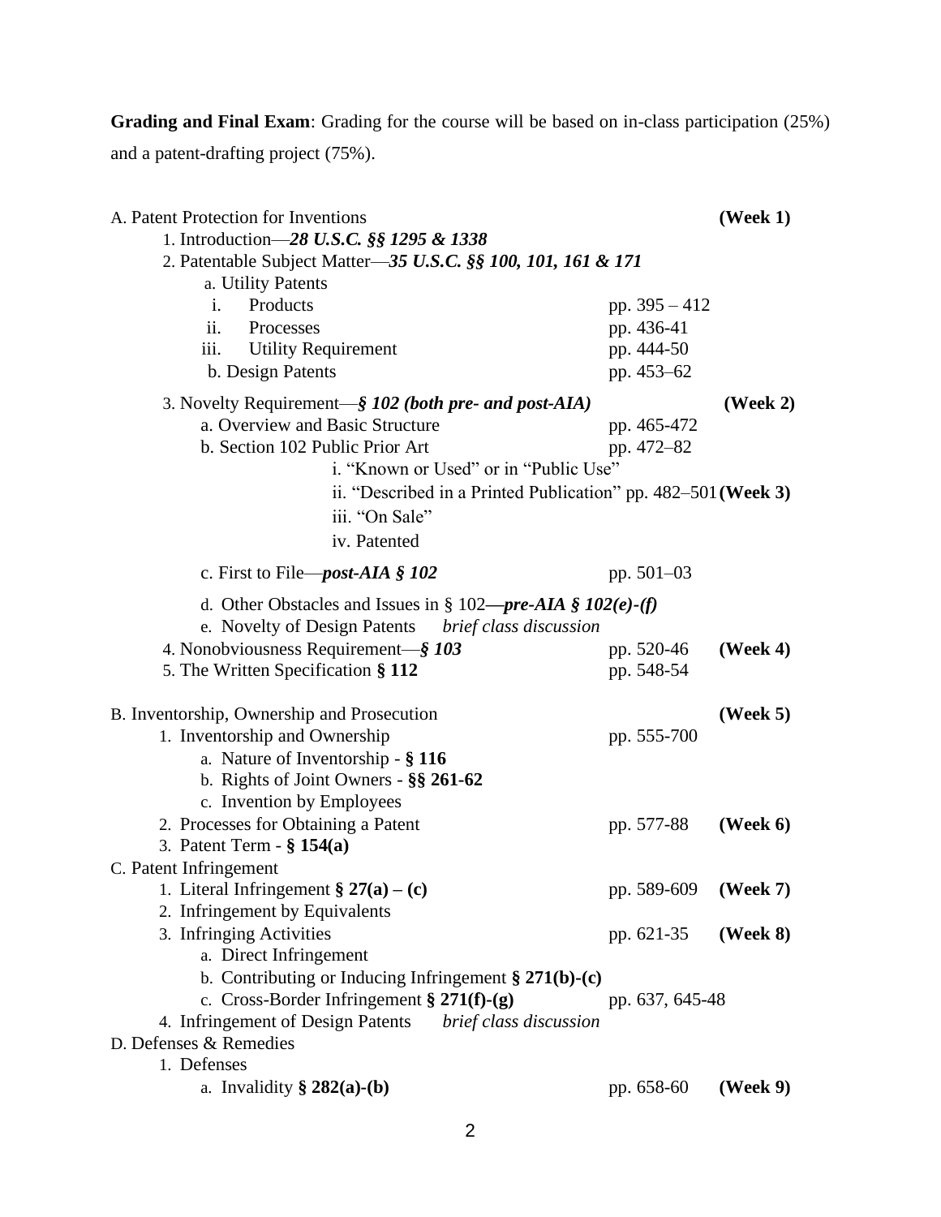**Grading and Final Exam**: Grading for the course will be based on in-class participation (25%) and a patent-drafting project (75%).

A. Patent Protection for Inventions **(Week 1)**

1. Introduction—***28 U.S.C. §§ 1295 & 1338***
2. Patentable Subject Matter—***35 U.S.C. §§ 100, 101, 161 & 171***
   - a. Utility Patents
     - i. Products — pp. 395 – 412
     - ii. Processes — pp. 436-41
     - iii. Utility Requirement — pp. 444-50
   - b. Design Patents — pp. 453–62
3. Novelty Requirement—***§ 102 (both pre- and post-AIA)*** **(Week 2)**
   - a. Overview and Basic Structure — pp. 465-472
   - b. Section 102 Public Prior Art — pp. 472–82
     - i. "Known or Used" or in "Public Use"
     - ii. "Described in a Printed Publication" pp. 482–501 **(Week 3)**
     - iii. "On Sale"
     - iv. Patented
   - c. First to File—***post-AIA § 102*** — pp. 501–03
   - d. Other Obstacles and Issues in § 102***—pre-AIA § 102(e)-(f)***
   - e. Novelty of Design Patents *brief class discussion*
4. Nonobviousness Requirement—***§ 103*** — pp. 520-46 **(Week 4)**
5. The Written Specification **§ 112** — pp. 548-54

B. Inventorship, Ownership and Prosecution **(Week 5)**

1. Inventorship and Ownership — pp. 555-700
   - a. Nature of Inventorship - **§ 116**
   - b. Rights of Joint Owners - **§§ 261-62**
   - c. Invention by Employees
2. Processes for Obtaining a Patent — pp. 577-88 **(Week 6)**
3. Patent Term - **§ 154(a)**

C. Patent Infringement

1. Literal Infringement **§ 27(a) – (c)** — pp. 589-609 **(Week 7)**
2. Infringement by Equivalents
3. Infringing Activities — pp. 621-35 **(Week 8)**
   - a. Direct Infringement
   - b. Contributing or Inducing Infringement **§ 271(b)-(c)**
   - c. Cross-Border Infringement **§ 271(f)-(g)** — pp. 637, 645-48
4. Infringement of Design Patents *brief class discussion*

D. Defenses & Remedies

1. Defenses
   - a. Invalidity **§ 282(a)-(b)** — pp. 658-60 **(Week 9)**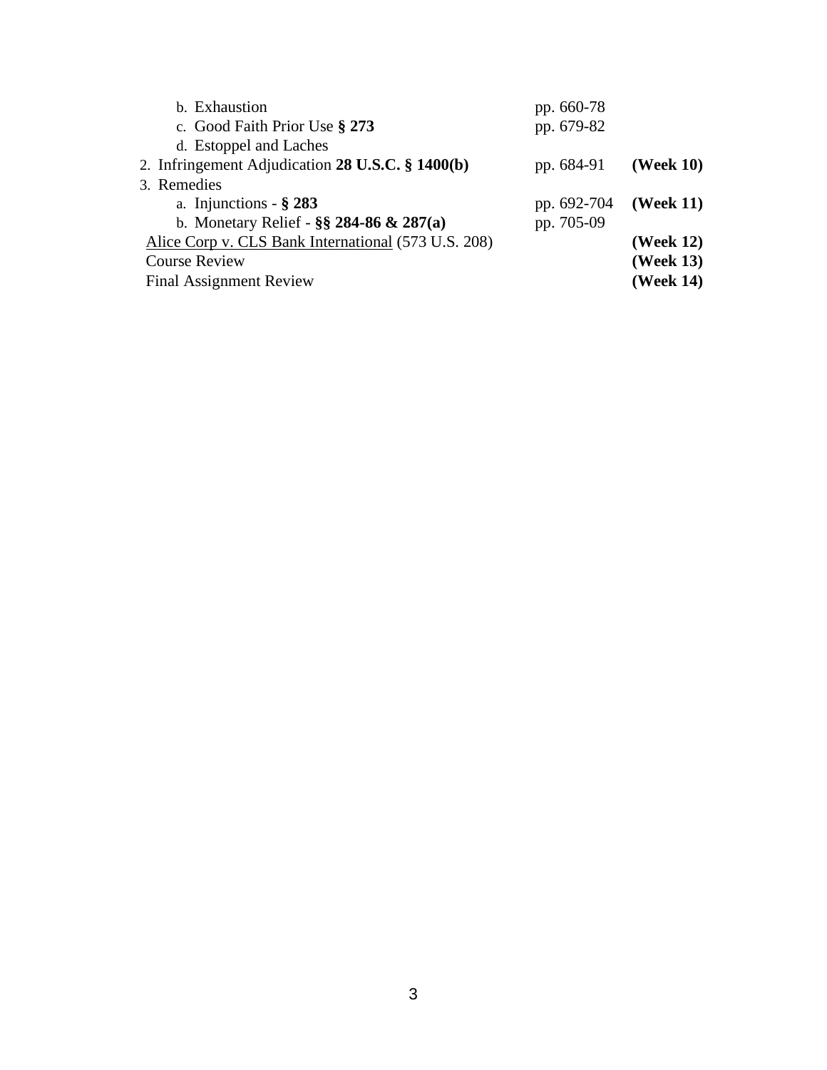| | | |
|---|---|---|
| b. Exhaustion | pp. 660-78 | |
| c. Good Faith Prior Use **§ 273** | pp. 679-82 | |
| d. Estoppel and Laches | | |
| 2. Infringement Adjudication **28 U.S.C. § 1400(b)** | pp. 684-91 | **(Week 10)** |
| 3. Remedies | | |
| a. Injunctions - **§ 283** | pp. 692-704 | **(Week 11)** |
| b. Monetary Relief - **§§ 284-86 & 287(a)** | pp. 705-09 | |
| Alice Corp v. CLS Bank International (573 U.S. 208) | | **(Week 12)** |
| Course Review | | **(Week 13)** |
| Final Assignment Review | | **(Week 14)** |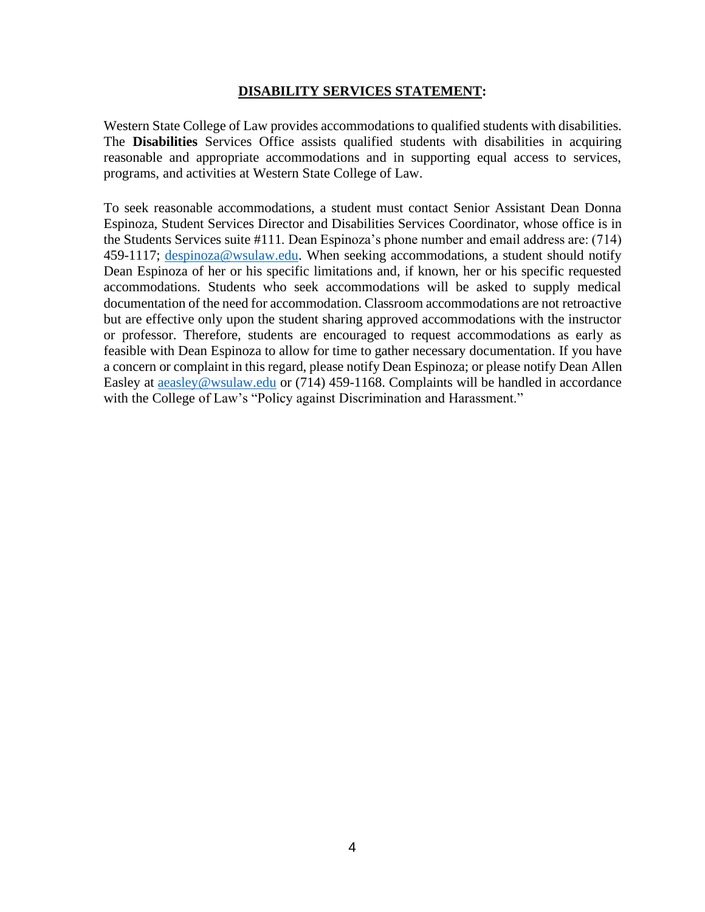## **DISABILITY SERVICES STATEMENT:**

Western State College of Law provides accommodations to qualified students with disabilities. The **Disabilities** Services Office assists qualified students with disabilities in acquiring reasonable and appropriate accommodations and in supporting equal access to services, programs, and activities at Western State College of Law.

To seek reasonable accommodations, a student must contact Senior Assistant Dean Donna Espinoza, Student Services Director and Disabilities Services Coordinator, whose office is in the Students Services suite #111. Dean Espinoza's phone number and email address are: (714) 459-1117; despinoza@wsulaw.edu. When seeking accommodations, a student should notify Dean Espinoza of her or his specific limitations and, if known, her or his specific requested accommodations. Students who seek accommodations will be asked to supply medical documentation of the need for accommodation. Classroom accommodations are not retroactive but are effective only upon the student sharing approved accommodations with the instructor or professor. Therefore, students are encouraged to request accommodations as early as feasible with Dean Espinoza to allow for time to gather necessary documentation. If you have a concern or complaint in this regard, please notify Dean Espinoza; or please notify Dean Allen Easley at aeasley@wsulaw.edu or (714) 459-1168. Complaints will be handled in accordance with the College of Law's "Policy against Discrimination and Harassment."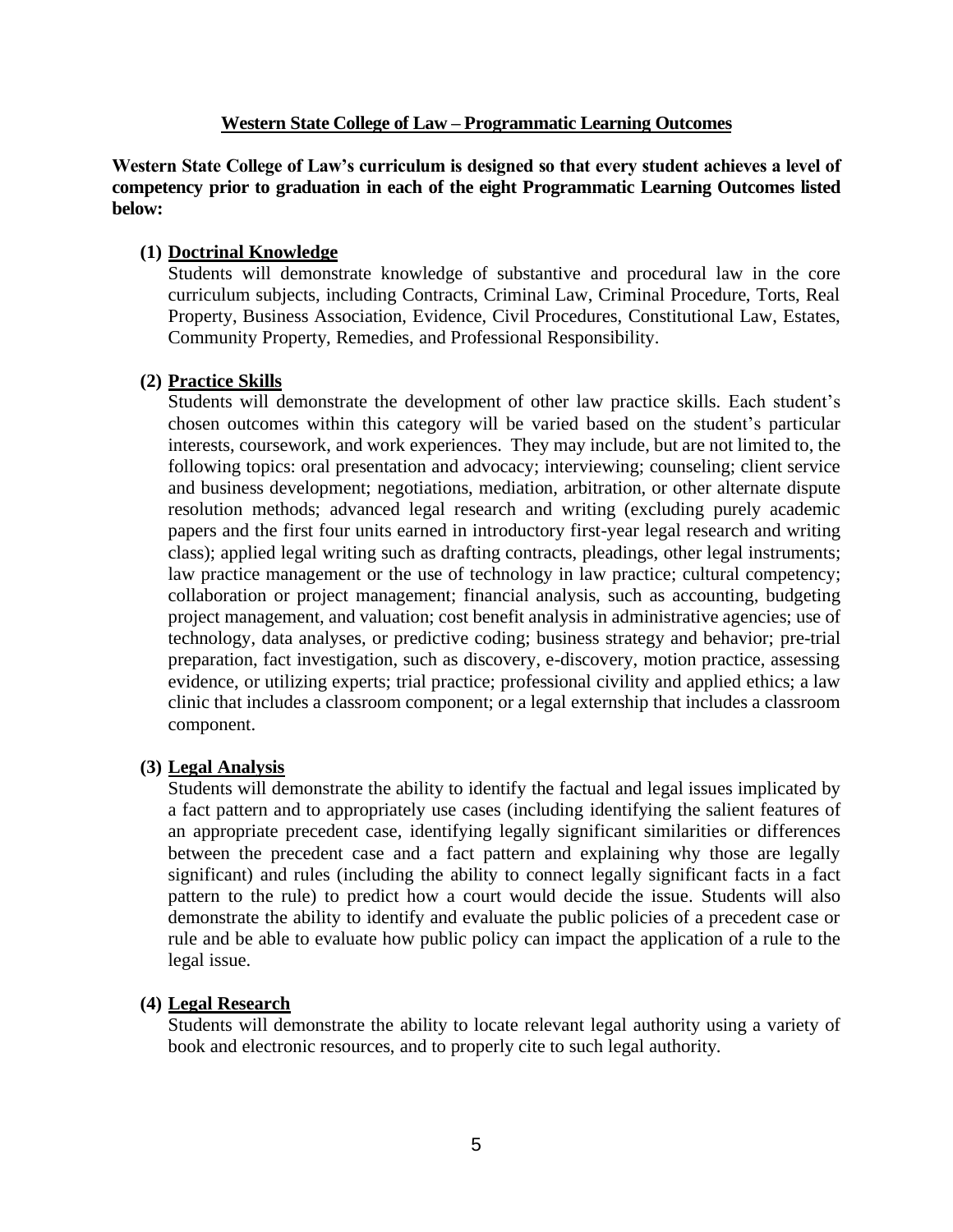## Western State College of Law – Programmatic Learning Outcomes

**Western State College of Law's curriculum is designed so that every student achieves a level of competency prior to graduation in each of the eight Programmatic Learning Outcomes listed below:**

**(1) Doctrinal Knowledge**

Students will demonstrate knowledge of substantive and procedural law in the core curriculum subjects, including Contracts, Criminal Law, Criminal Procedure, Torts, Real Property, Business Association, Evidence, Civil Procedures, Constitutional Law, Estates, Community Property, Remedies, and Professional Responsibility.

**(2) Practice Skills**

Students will demonstrate the development of other law practice skills. Each student's chosen outcomes within this category will be varied based on the student's particular interests, coursework, and work experiences. They may include, but are not limited to, the following topics: oral presentation and advocacy; interviewing; counseling; client service and business development; negotiations, mediation, arbitration, or other alternate dispute resolution methods; advanced legal research and writing (excluding purely academic papers and the first four units earned in introductory first-year legal research and writing class); applied legal writing such as drafting contracts, pleadings, other legal instruments; law practice management or the use of technology in law practice; cultural competency; collaboration or project management; financial analysis, such as accounting, budgeting project management, and valuation; cost benefit analysis in administrative agencies; use of technology, data analyses, or predictive coding; business strategy and behavior; pre-trial preparation, fact investigation, such as discovery, e-discovery, motion practice, assessing evidence, or utilizing experts; trial practice; professional civility and applied ethics; a law clinic that includes a classroom component; or a legal externship that includes a classroom component.

**(3) Legal Analysis**

Students will demonstrate the ability to identify the factual and legal issues implicated by a fact pattern and to appropriately use cases (including identifying the salient features of an appropriate precedent case, identifying legally significant similarities or differences between the precedent case and a fact pattern and explaining why those are legally significant) and rules (including the ability to connect legally significant facts in a fact pattern to the rule) to predict how a court would decide the issue. Students will also demonstrate the ability to identify and evaluate the public policies of a precedent case or rule and be able to evaluate how public policy can impact the application of a rule to the legal issue.

**(4) Legal Research**

Students will demonstrate the ability to locate relevant legal authority using a variety of book and electronic resources, and to properly cite to such legal authority.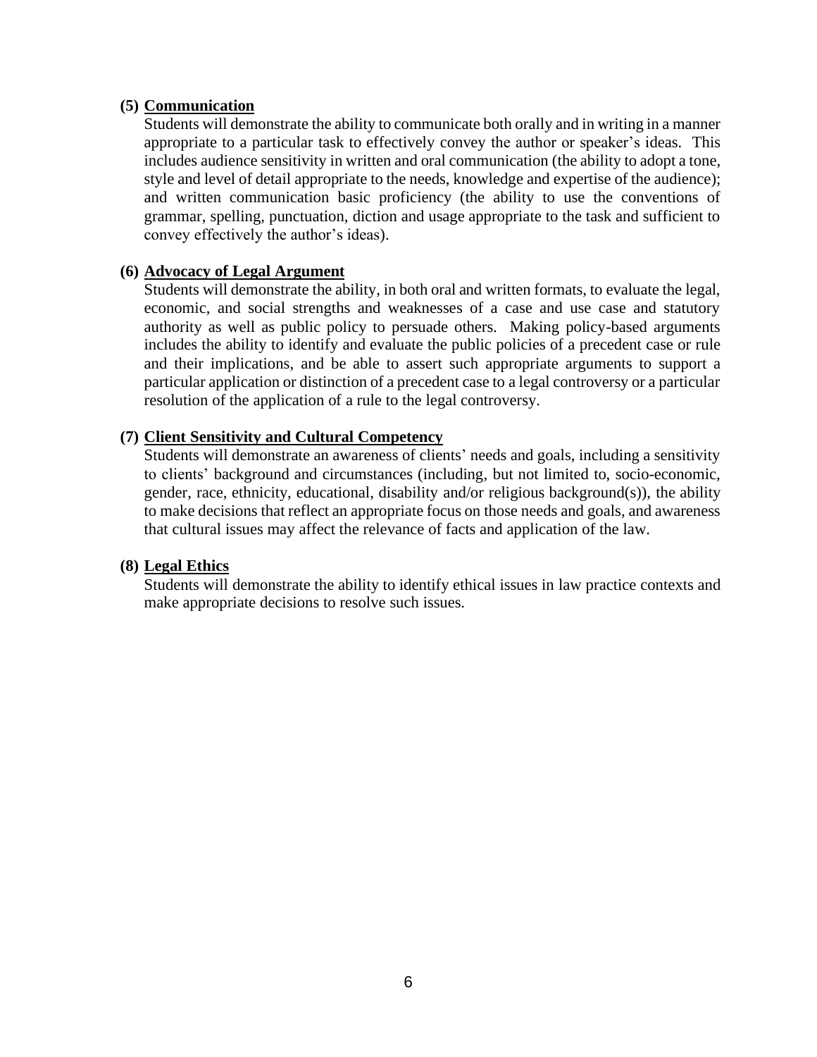**(5) <u>Communication</u>**

Students will demonstrate the ability to communicate both orally and in writing in a manner appropriate to a particular task to effectively convey the author or speaker's ideas. This includes audience sensitivity in written and oral communication (the ability to adopt a tone, style and level of detail appropriate to the needs, knowledge and expertise of the audience); and written communication basic proficiency (the ability to use the conventions of grammar, spelling, punctuation, diction and usage appropriate to the task and sufficient to convey effectively the author's ideas).

**(6) <u>Advocacy of Legal Argument</u>**

Students will demonstrate the ability, in both oral and written formats, to evaluate the legal, economic, and social strengths and weaknesses of a case and use case and statutory authority as well as public policy to persuade others. Making policy-based arguments includes the ability to identify and evaluate the public policies of a precedent case or rule and their implications, and be able to assert such appropriate arguments to support a particular application or distinction of a precedent case to a legal controversy or a particular resolution of the application of a rule to the legal controversy.

**(7) <u>Client Sensitivity and Cultural Competency</u>**

Students will demonstrate an awareness of clients' needs and goals, including a sensitivity to clients' background and circumstances (including, but not limited to, socio-economic, gender, race, ethnicity, educational, disability and/or religious background(s)), the ability to make decisions that reflect an appropriate focus on those needs and goals, and awareness that cultural issues may affect the relevance of facts and application of the law.

**(8) <u>Legal Ethics</u>**

Students will demonstrate the ability to identify ethical issues in law practice contexts and make appropriate decisions to resolve such issues.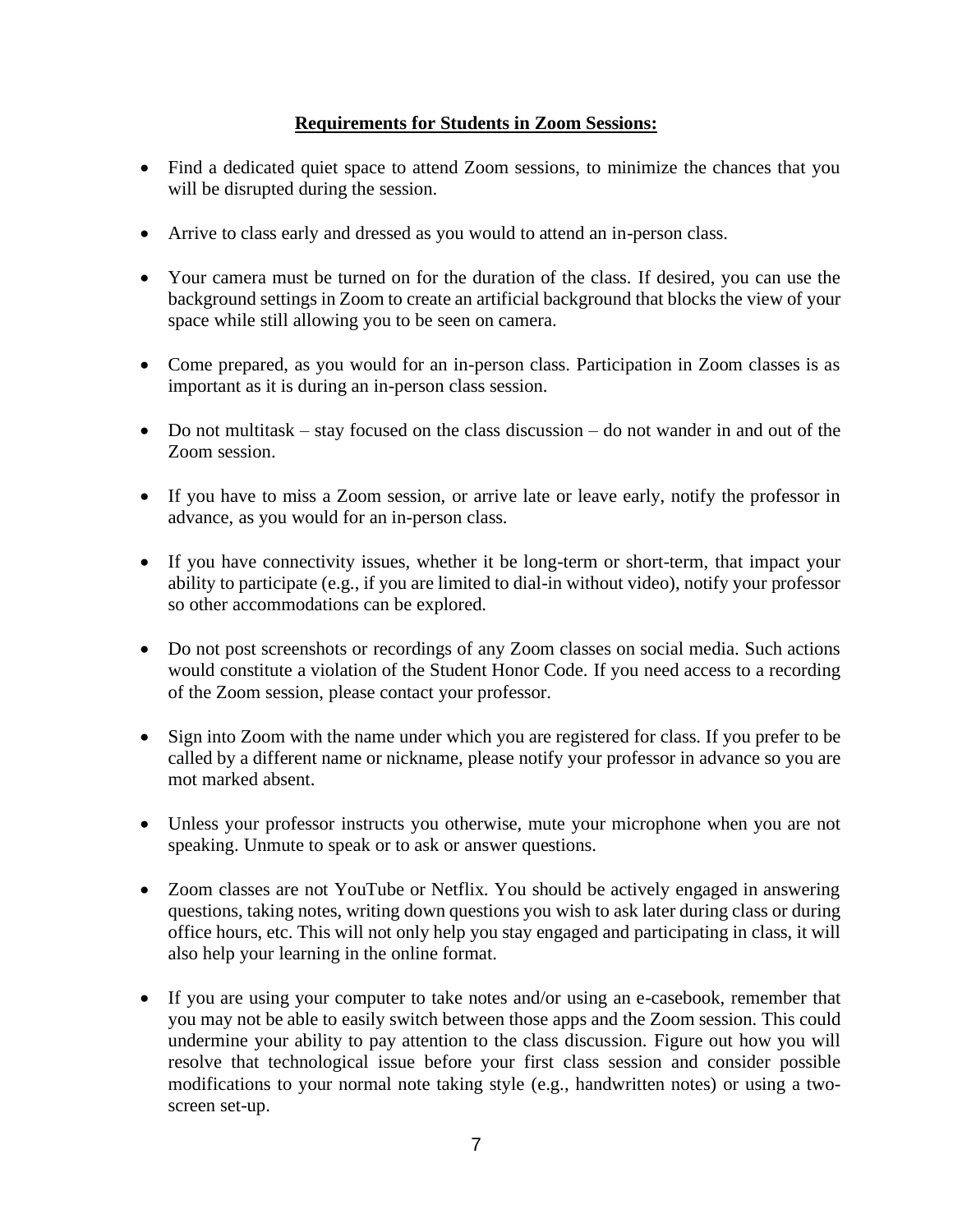**Requirements for Students in Zoom Sessions:**

- Find a dedicated quiet space to attend Zoom sessions, to minimize the chances that you will be disrupted during the session.

- Arrive to class early and dressed as you would to attend an in-person class.

- Your camera must be turned on for the duration of the class. If desired, you can use the background settings in Zoom to create an artificial background that blocks the view of your space while still allowing you to be seen on camera.

- Come prepared, as you would for an in-person class. Participation in Zoom classes is as important as it is during an in-person class session.

- Do not multitask – stay focused on the class discussion – do not wander in and out of the Zoom session.

- If you have to miss a Zoom session, or arrive late or leave early, notify the professor in advance, as you would for an in-person class.

- If you have connectivity issues, whether it be long-term or short-term, that impact your ability to participate (e.g., if you are limited to dial-in without video), notify your professor so other accommodations can be explored.

- Do not post screenshots or recordings of any Zoom classes on social media. Such actions would constitute a violation of the Student Honor Code. If you need access to a recording of the Zoom session, please contact your professor.

- Sign into Zoom with the name under which you are registered for class. If you prefer to be called by a different name or nickname, please notify your professor in advance so you are mot marked absent.

- Unless your professor instructs you otherwise, mute your microphone when you are not speaking. Unmute to speak or to ask or answer questions.

- Zoom classes are not YouTube or Netflix. You should be actively engaged in answering questions, taking notes, writing down questions you wish to ask later during class or during office hours, etc. This will not only help you stay engaged and participating in class, it will also help your learning in the online format.

- If you are using your computer to take notes and/or using an e-casebook, remember that you may not be able to easily switch between those apps and the Zoom session. This could undermine your ability to pay attention to the class discussion. Figure out how you will resolve that technological issue before your first class session and consider possible modifications to your normal note taking style (e.g., handwritten notes) or using a two-screen set-up.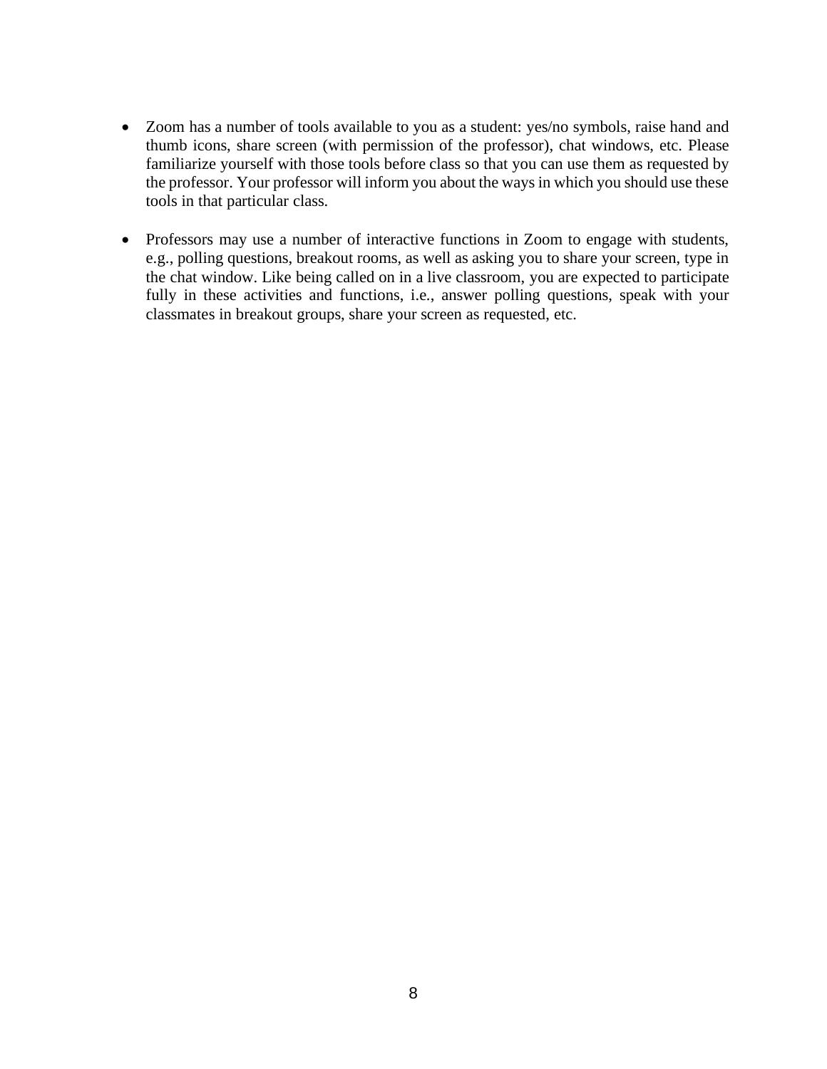- Zoom has a number of tools available to you as a student: yes/no symbols, raise hand and thumb icons, share screen (with permission of the professor), chat windows, etc. Please familiarize yourself with those tools before class so that you can use them as requested by the professor. Your professor will inform you about the ways in which you should use these tools in that particular class.

- Professors may use a number of interactive functions in Zoom to engage with students, e.g., polling questions, breakout rooms, as well as asking you to share your screen, type in the chat window. Like being called on in a live classroom, you are expected to participate fully in these activities and functions, i.e., answer polling questions, speak with your classmates in breakout groups, share your screen as requested, etc.